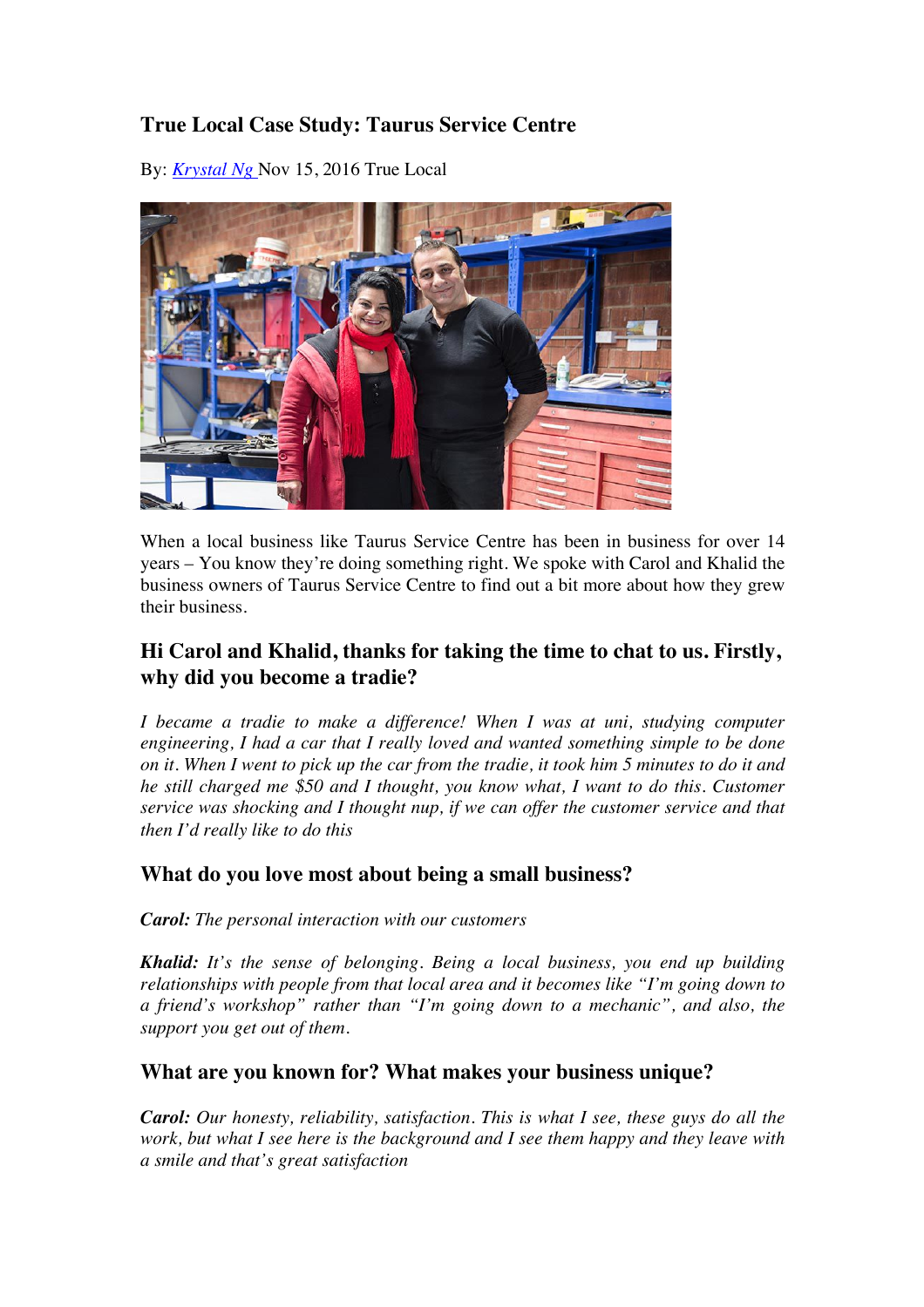# True Local Case Study: Taurus Service Centre

By: [Krystal Ng](#) Nov 15, 2016 True Local

When a local business like Taurus Service Centre has been in business for over 14 years – You know they're doing something right. We spoke with Carol and Khalid the business owners of Taurus Service Centre to find out a bit more about how they grew their business.

## Hi Carol and Khalid, thanks for taking the time to chat to us. Firstly, why did you become a tradie?

*I became a tradie to make a difference! When I was at uni, studying computer engineering, I had a car that I really loved and wanted something simple to be done on it. When I went to pick up the car from the tradie, it took him 5 minutes to do it and he still charged me $50 and I thought, you know what, I want to do this. Customer service was shocking and I thought nup, if we can offer the customer service and that then I'd really like to do this*

## What do you love most about being a small business?

***Carol:*** *The personal interaction with our customers*

***Khalid:*** *It's the sense of belonging. Being a local business, you end up building relationships with people from that local area and it becomes like "I'm going down to a friend's workshop" rather than "I'm going down to a mechanic", and also, the support you get out of them.*

## What are you known for? What makes your business unique?

***Carol:*** *Our honesty, reliability, satisfaction. This is what I see, these guys do all the work, but what I see here is the background and I see them happy and they leave with a smile and that's great satisfaction*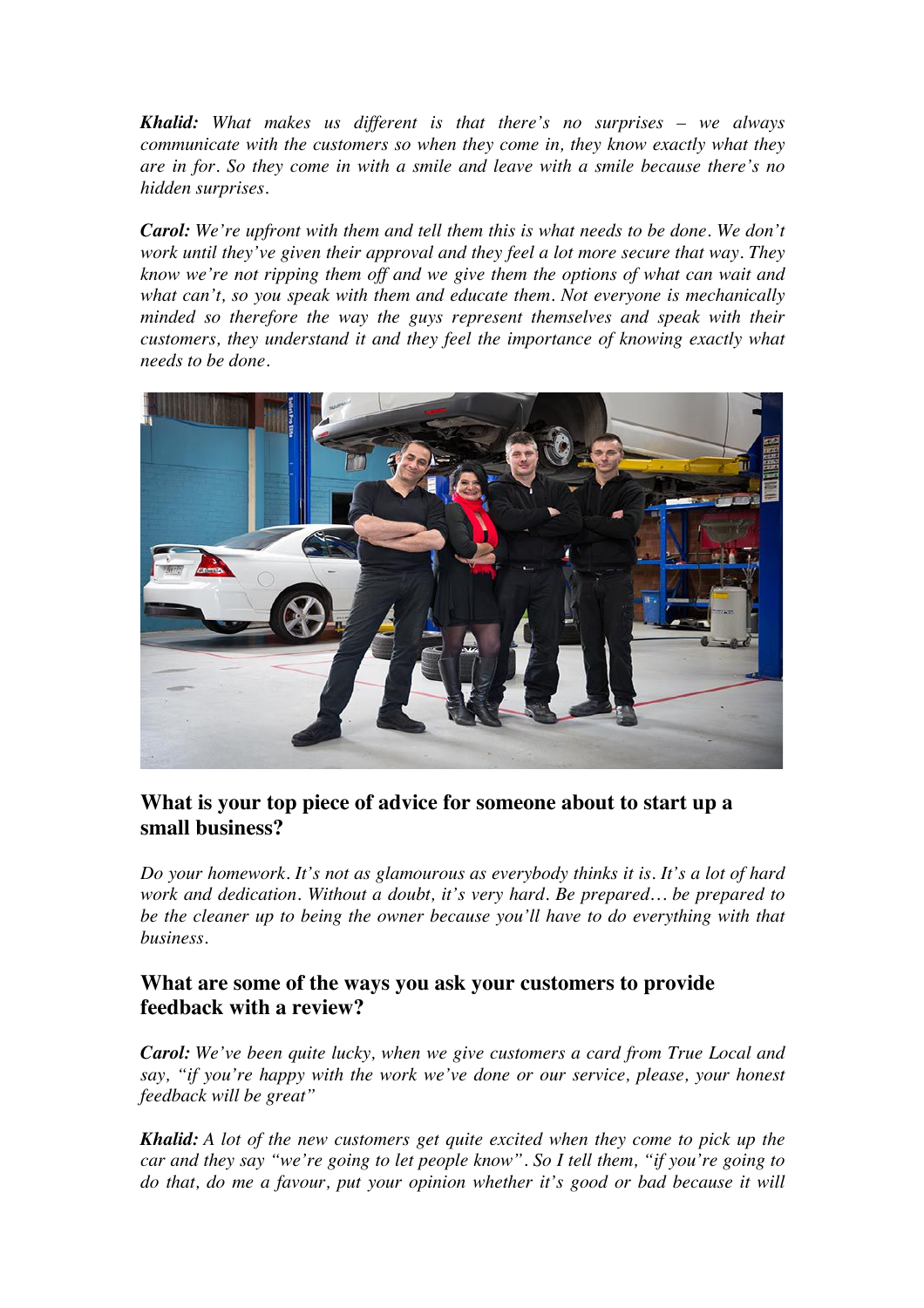***Khalid:*** *What makes us different is that there's no surprises – we always communicate with the customers so when they come in, they know exactly what they are in for. So they come in with a smile and leave with a smile because there's no hidden surprises.*

***Carol:*** *We're upfront with them and tell them this is what needs to be done. We don't work until they've given their approval and they feel a lot more secure that way. They know we're not ripping them off and we give them the options of what can wait and what can't, so you speak with them and educate them. Not everyone is mechanically minded so therefore the way the guys represent themselves and speak with their customers, they understand it and they feel the importance of knowing exactly what needs to be done.*

## What is your top piece of advice for someone about to start up a small business?

*Do your homework. It's not as glamourous as everybody thinks it is. It's a lot of hard work and dedication. Without a doubt, it's very hard. Be prepared… be prepared to be the cleaner up to being the owner because you'll have to do everything with that business.*

## What are some of the ways you ask your customers to provide feedback with a review?

***Carol:*** *We've been quite lucky, when we give customers a card from True Local and say, "if you're happy with the work we've done or our service, please, your honest feedback will be great"*

***Khalid:*** *A lot of the new customers get quite excited when they come to pick up the car and they say "we're going to let people know". So I tell them, "if you're going to do that, do me a favour, put your opinion whether it's good or bad because it will*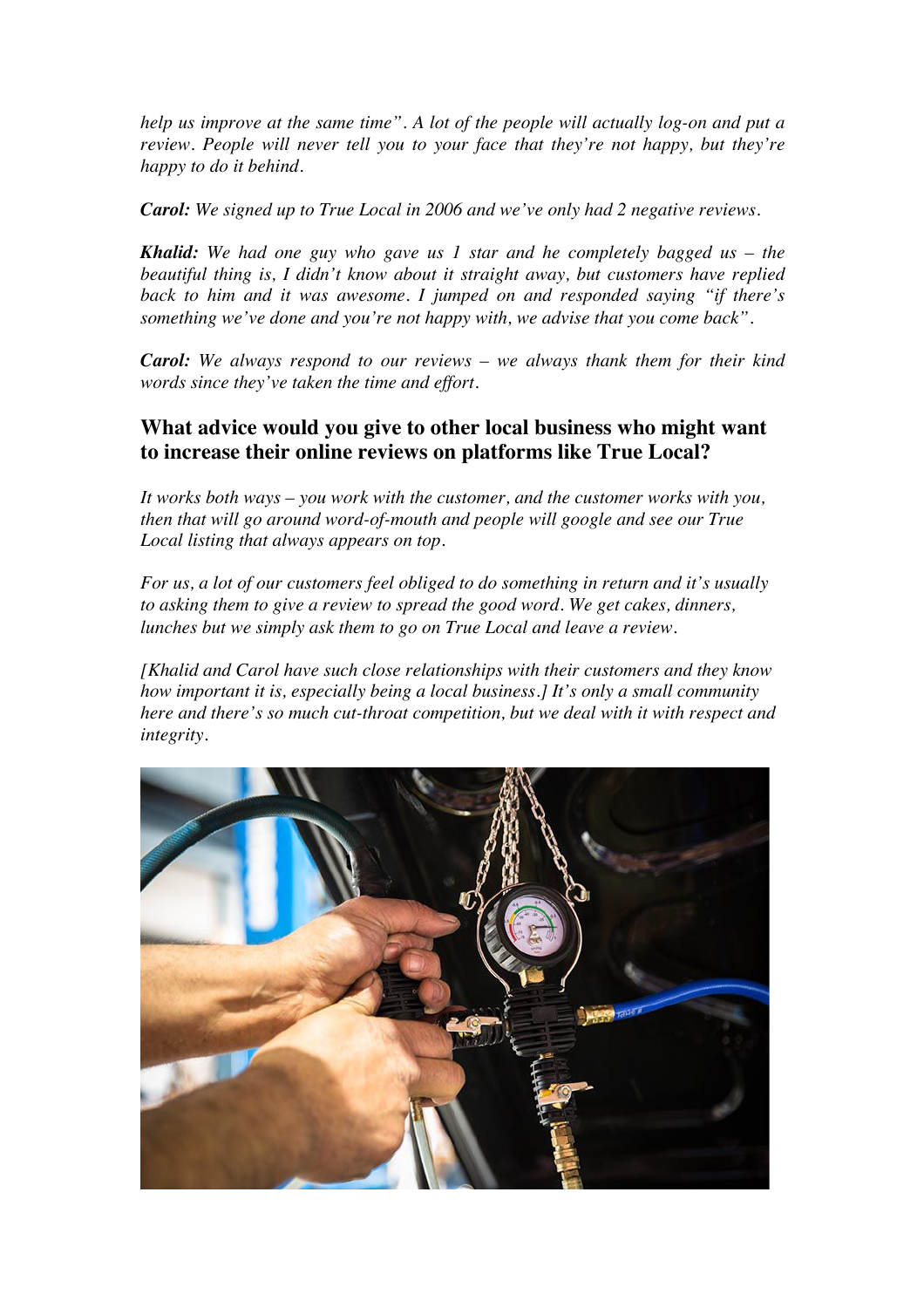*help us improve at the same time". A lot of the people will actually log-on and put a review. People will never tell you to your face that they're not happy, but they're happy to do it behind.*

***Carol:*** *We signed up to True Local in 2006 and we've only had 2 negative reviews.*

***Khalid:*** *We had one guy who gave us 1 star and he completely bagged us – the beautiful thing is, I didn't know about it straight away, but customers have replied back to him and it was awesome. I jumped on and responded saying "if there's something we've done and you're not happy with, we advise that you come back".*

***Carol:*** *We always respond to our reviews – we always thank them for their kind words since they've taken the time and effort.*

## What advice would you give to other local business who might want to increase their online reviews on platforms like True Local?

*It works both ways – you work with the customer, and the customer works with you, then that will go around word-of-mouth and people will google and see our True Local listing that always appears on top.*

*For us, a lot of our customers feel obliged to do something in return and it's usually to asking them to give a review to spread the good word. We get cakes, dinners, lunches but we simply ask them to go on True Local and leave a review.*

*[Khalid and Carol have such close relationships with their customers and they know how important it is, especially being a local business.] It's only a small community here and there's so much cut-throat competition, but we deal with it with respect and integrity.*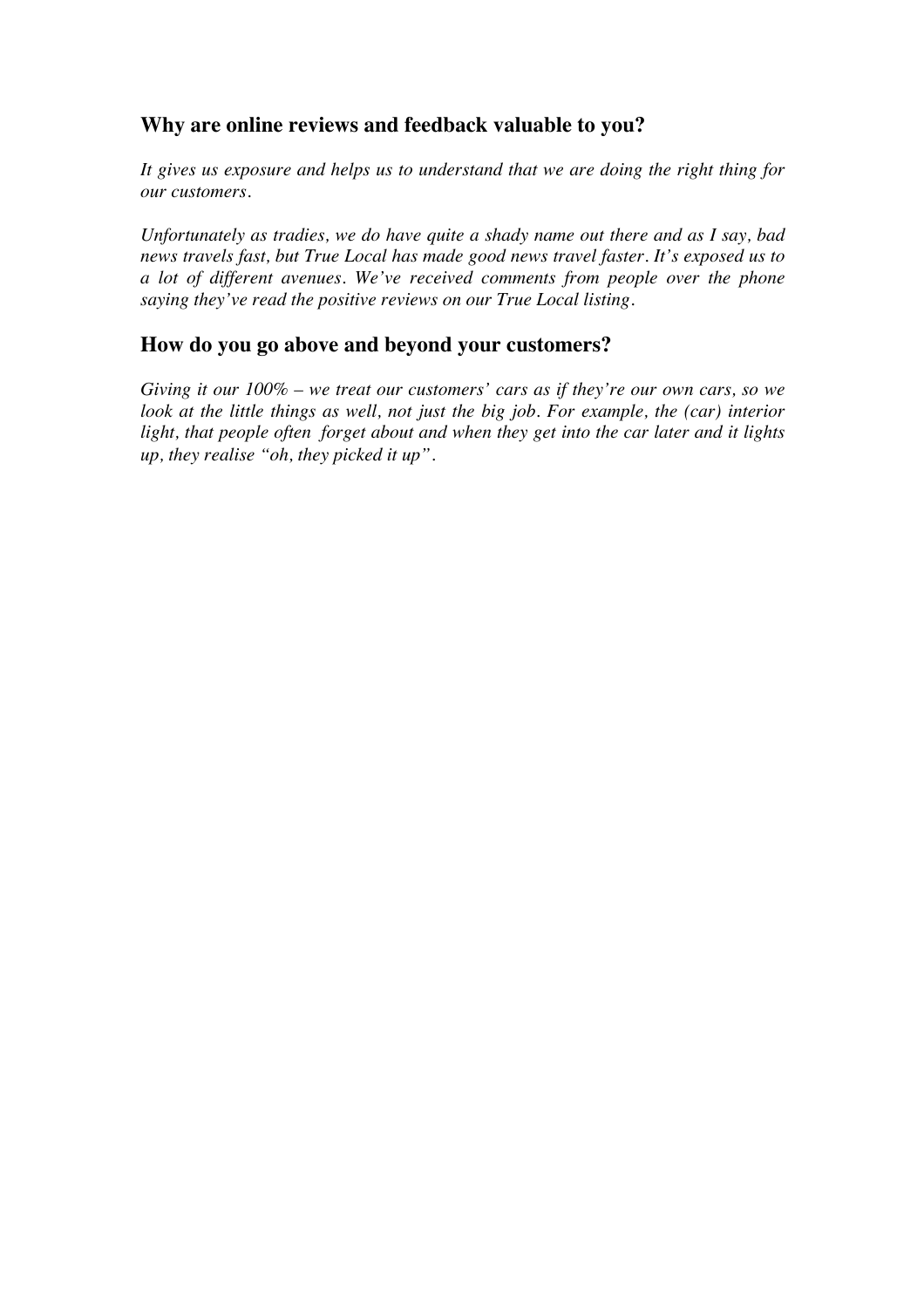### Why are online reviews and feedback valuable to you?

*It gives us exposure and helps us to understand that we are doing the right thing for our customers.*

*Unfortunately as tradies, we do have quite a shady name out there and as I say, bad news travels fast, but True Local has made good news travel faster. It's exposed us to a lot of different avenues. We've received comments from people over the phone saying they've read the positive reviews on our True Local listing.*

### How do you go above and beyond your customers?

*Giving it our 100% – we treat our customers' cars as if they're our own cars, so we look at the little things as well, not just the big job. For example, the (car) interior light, that people often forget about and when they get into the car later and it lights up, they realise "oh, they picked it up".*